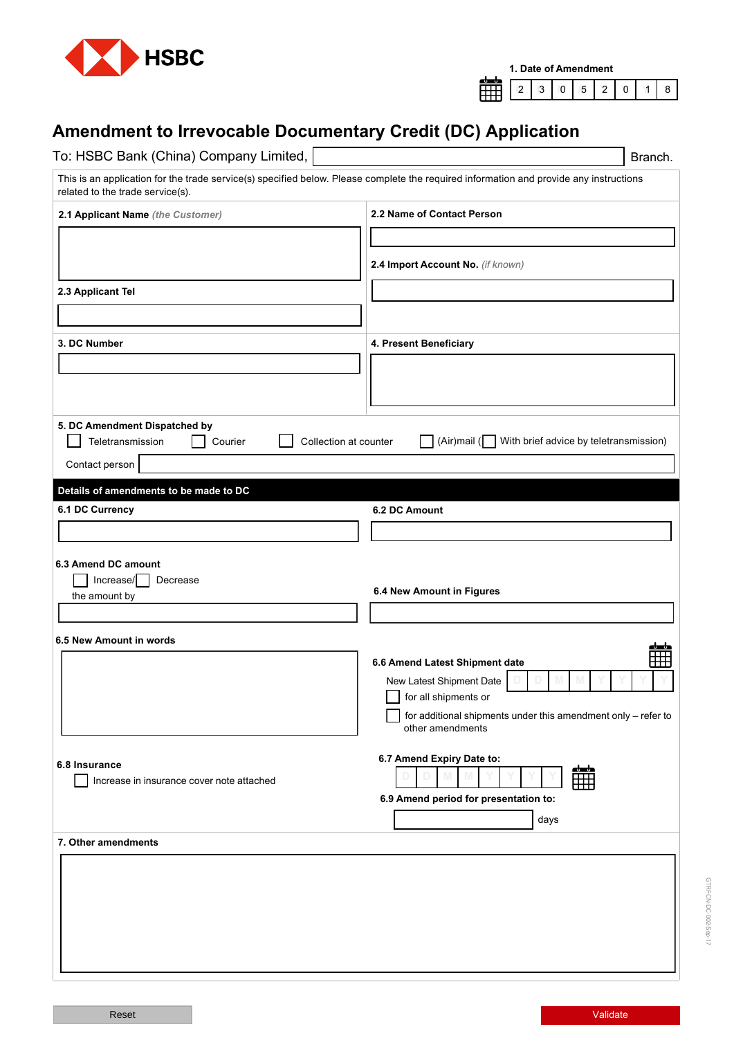HSBC

**1. Date of Amendment**

| 2 | 3 | 0 | 5 | 2 | 0 | 1 | 8 |
|---|---|---|---|---|---|---|---|

# Amendment to Irrevocable Documentary Credit (DC) Application

To: HSBC Bank (China) Company Limited, ____________________ Branch.

This is an application for the trade service(s) specified below. Please complete the required information and provide any instructions related to the trade service(s).

**2.1 Applicant Name** *(the Customer)*

**2.2 Name of Contact Person**

**2.3 Applicant Tel**

**2.4 Import Account No.** *(if known)*

**3. DC Number**

**4. Present Beneficiary**

**5. DC Amendment Dispatched by**

☐ Teletransmission ☐ Courier ☐ Collection at counter ☐ (Air)mail (☐ With brief advice by teletransmission)

Contact person

## Details of amendments to be made to DC

**6.1 DC Currency**

**6.2 DC Amount**

**6.3 Amend DC amount**

☐ Increase/☐ Decrease

the amount by

**6.4 New Amount in Figures**

**6.5 New Amount in words**

**6.6 Amend Latest Shipment date**

New Latest Shipment Date D D M M Y Y Y Y

☐ for all shipments or

☐ for additional shipments under this amendment only – refer to other amendments

**6.7 Amend Expiry Date to:**

D D M M Y Y Y Y

**6.8 Insurance**

☐ Increase in insurance cover note attached

**6.9 Amend period for presentation to:**

days

**7. Other amendments**

Reset Validate

GTRFCN-DC-002-Sep-17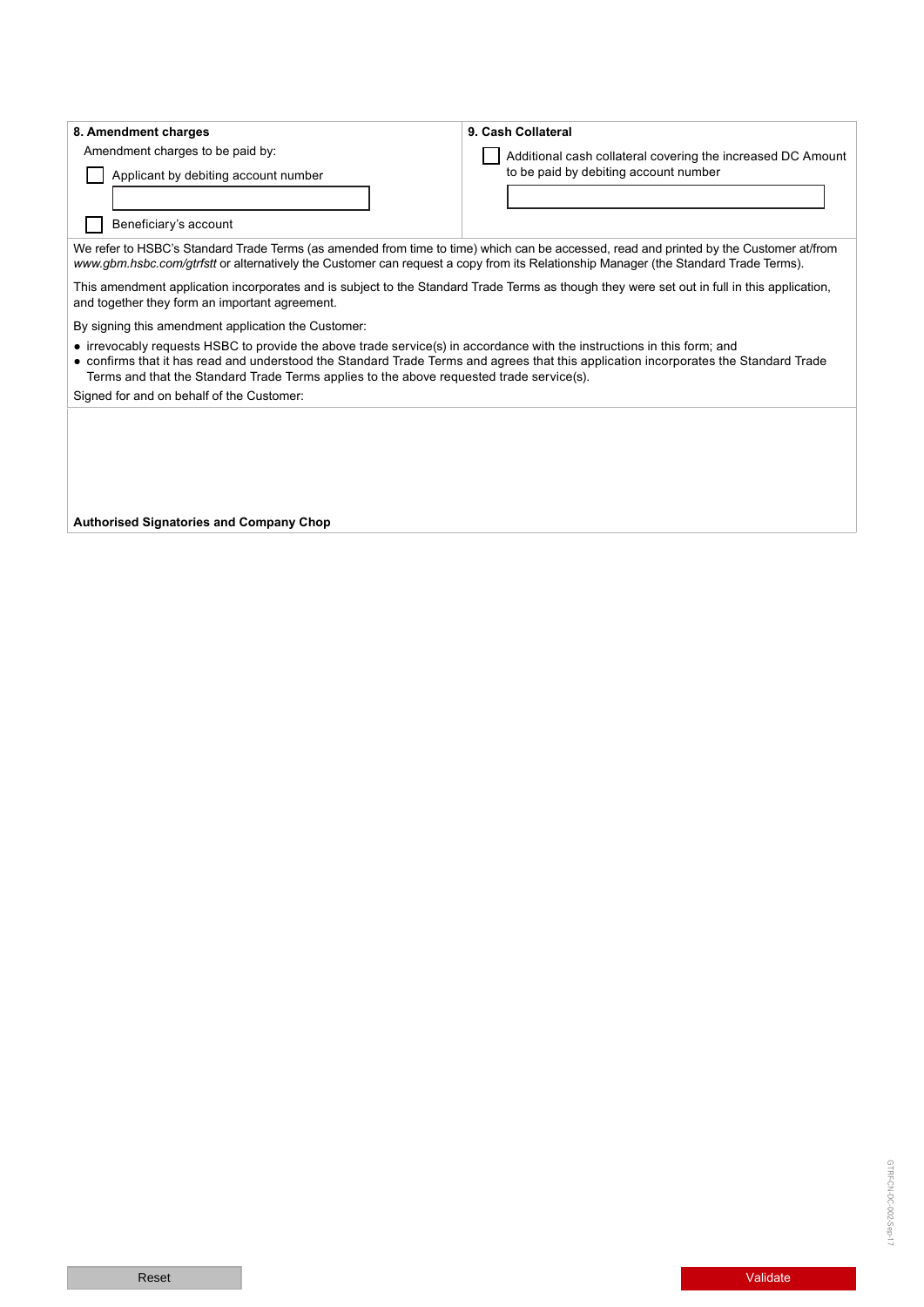**8. Amendment charges**

Amendment charges to be paid by:

☐ Applicant by debiting account number

☐ Beneficiary's account

**9. Cash Collateral**

☐ Additional cash collateral covering the increased DC Amount to be paid by debiting account number

We refer to HSBC's Standard Trade Terms (as amended from time to time) which can be accessed, read and printed by the Customer at/from *www.gbm.hsbc.com/gtrfstt* or alternatively the Customer can request a copy from its Relationship Manager (the Standard Trade Terms).

This amendment application incorporates and is subject to the Standard Trade Terms as though they were set out in full in this application, and together they form an important agreement.

By signing this amendment application the Customer:

- irrevocably requests HSBC to provide the above trade service(s) in accordance with the instructions in this form; and
- confirms that it has read and understood the Standard Trade Terms and agrees that this application incorporates the Standard Trade Terms and that the Standard Trade Terms applies to the above requested trade service(s).

Signed for and on behalf of the Customer:

**Authorised Signatories and Company Chop**

GTRF-CN-DC-002-Sep-17

Reset

Validate